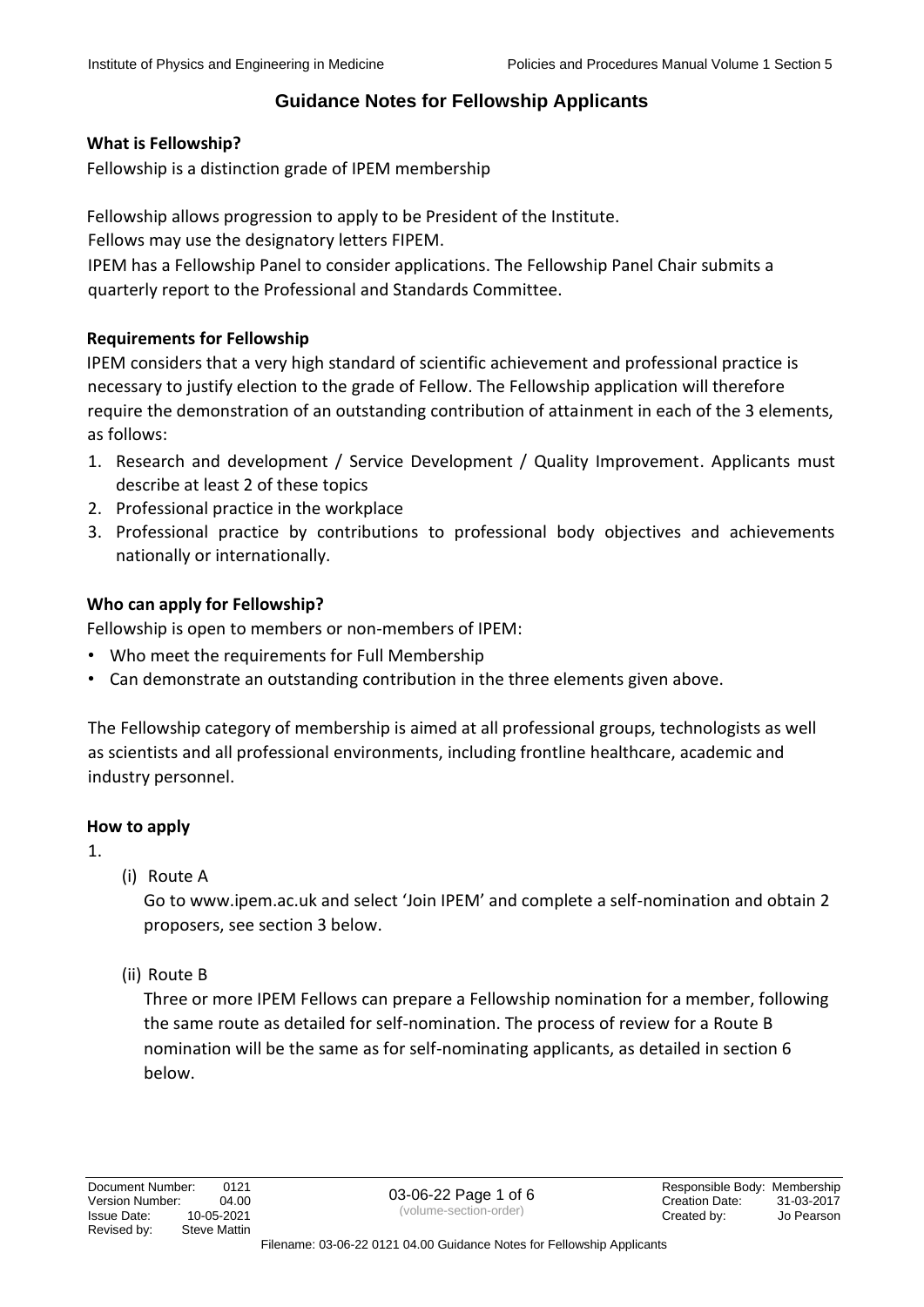## Guidance Notes for Fellowship Applicants

**What is Fellowship?**

Fellowship is a distinction grade of IPEM membership

Fellowship allows progression to apply to be President of the Institute.
Fellows may use the designatory letters FIPEM.
IPEM has a Fellowship Panel to consider applications. The Fellowship Panel Chair submits a quarterly report to the Professional and Standards Committee.

**Requirements for Fellowship**

IPEM considers that a very high standard of scientific achievement and professional practice is necessary to justify election to the grade of Fellow. The Fellowship application will therefore require the demonstration of an outstanding contribution of attainment in each of the 3 elements, as follows:

1. Research and development / Service Development / Quality Improvement. Applicants must describe at least 2 of these topics
2. Professional practice in the workplace
3. Professional practice by contributions to professional body objectives and achievements nationally or internationally.

**Who can apply for Fellowship?**

Fellowship is open to members or non-members of IPEM:

- Who meet the requirements for Full Membership
- Can demonstrate an outstanding contribution in the three elements given above.

The Fellowship category of membership is aimed at all professional groups, technologists as well as scientists and all professional environments, including frontline healthcare, academic and industry personnel.

**How to apply**

1.

(i) Route A

Go to www.ipem.ac.uk and select 'Join IPEM' and complete a self-nomination and obtain 2 proposers, see section 3 below.

(ii) Route B

Three or more IPEM Fellows can prepare a Fellowship nomination for a member, following the same route as detailed for self-nomination. The process of review for a Route B nomination will be the same as for self-nominating applicants, as detailed in section 6 below.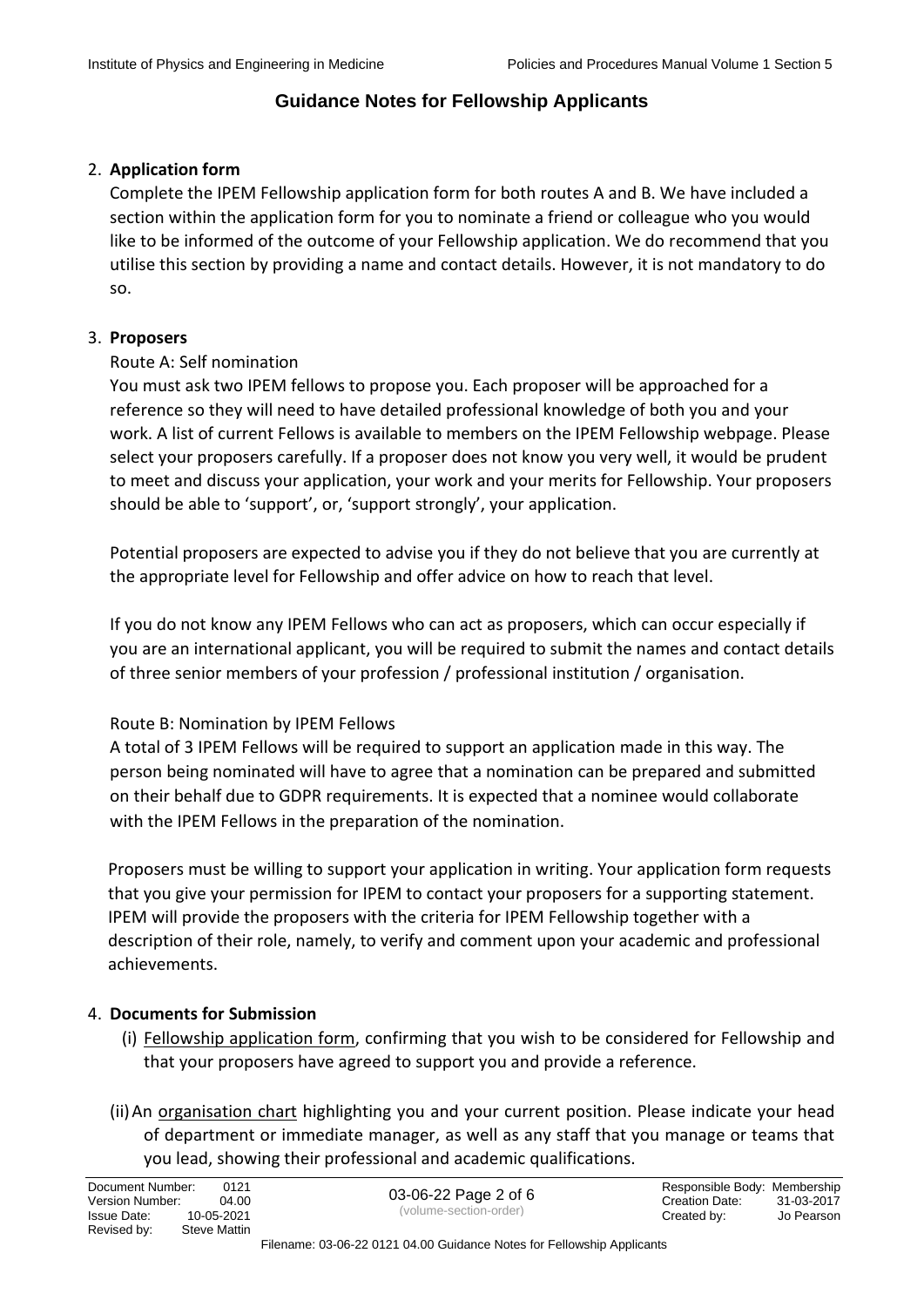## Guidance Notes for Fellowship Applicants

2. **Application form**

   Complete the IPEM Fellowship application form for both routes A and B. We have included a section within the application form for you to nominate a friend or colleague who you would like to be informed of the outcome of your Fellowship application. We do recommend that you utilise this section by providing a name and contact details. However, it is not mandatory to do so.

3. **Proposers**

   Route A: Self nomination

   You must ask two IPEM fellows to propose you. Each proposer will be approached for a reference so they will need to have detailed professional knowledge of both you and your work. A list of current Fellows is available to members on the IPEM Fellowship webpage. Please select your proposers carefully. If a proposer does not know you very well, it would be prudent to meet and discuss your application, your work and your merits for Fellowship. Your proposers should be able to 'support', or, 'support strongly', your application.

   Potential proposers are expected to advise you if they do not believe that you are currently at the appropriate level for Fellowship and offer advice on how to reach that level.

   If you do not know any IPEM Fellows who can act as proposers, which can occur especially if you are an international applicant, you will be required to submit the names and contact details of three senior members of your profession / professional institution / organisation.

   Route B: Nomination by IPEM Fellows

   A total of 3 IPEM Fellows will be required to support an application made in this way. The person being nominated will have to agree that a nomination can be prepared and submitted on their behalf due to GDPR requirements. It is expected that a nominee would collaborate with the IPEM Fellows in the preparation of the nomination.

   Proposers must be willing to support your application in writing. Your application form requests that you give your permission for IPEM to contact your proposers for a supporting statement. IPEM will provide the proposers with the criteria for IPEM Fellowship together with a description of their role, namely, to verify and comment upon your academic and professional achievements.

4. **Documents for Submission**

   (i) Fellowship application form, confirming that you wish to be considered for Fellowship and that your proposers have agreed to support you and provide a reference.

   (ii) An organisation chart highlighting you and your current position. Please indicate your head of department or immediate manager, as well as any staff that you manage or teams that you lead, showing their professional and academic qualifications.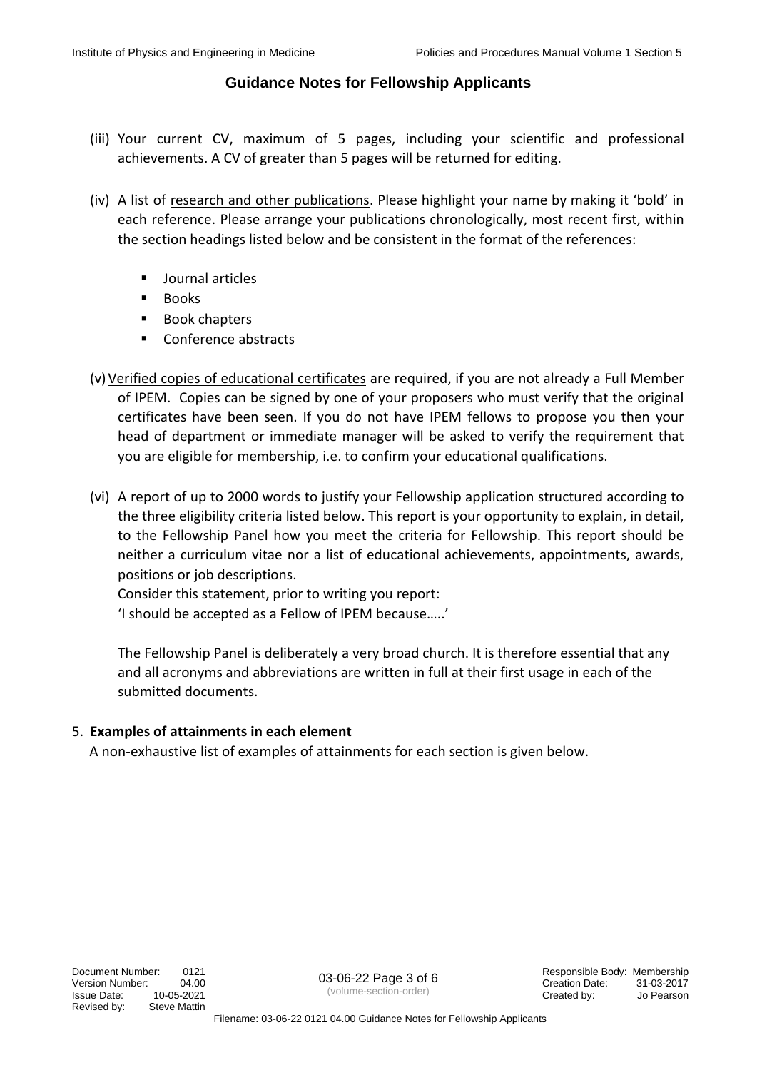(iii) Your current CV, maximum of 5 pages, including your scientific and professional achievements. A CV of greater than 5 pages will be returned for editing.

(iv) A list of research and other publications. Please highlight your name by making it 'bold' in each reference. Please arrange your publications chronologically, most recent first, within the section headings listed below and be consistent in the format of the references:

- Journal articles
- Books
- Book chapters
- Conference abstracts

(v) Verified copies of educational certificates are required, if you are not already a Full Member of IPEM. Copies can be signed by one of your proposers who must verify that the original certificates have been seen. If you do not have IPEM fellows to propose you then your head of department or immediate manager will be asked to verify the requirement that you are eligible for membership, i.e. to confirm your educational qualifications.

(vi) A report of up to 2000 words to justify your Fellowship application structured according to the three eligibility criteria listed below. This report is your opportunity to explain, in detail, to the Fellowship Panel how you meet the criteria for Fellowship. This report should be neither a curriculum vitae nor a list of educational achievements, appointments, awards, positions or job descriptions.

Consider this statement, prior to writing you report:

'I should be accepted as a Fellow of IPEM because…..'

The Fellowship Panel is deliberately a very broad church. It is therefore essential that any and all acronyms and abbreviations are written in full at their first usage in each of the submitted documents.

5. **Examples of attainments in each element**

A non-exhaustive list of examples of attainments for each section is given below.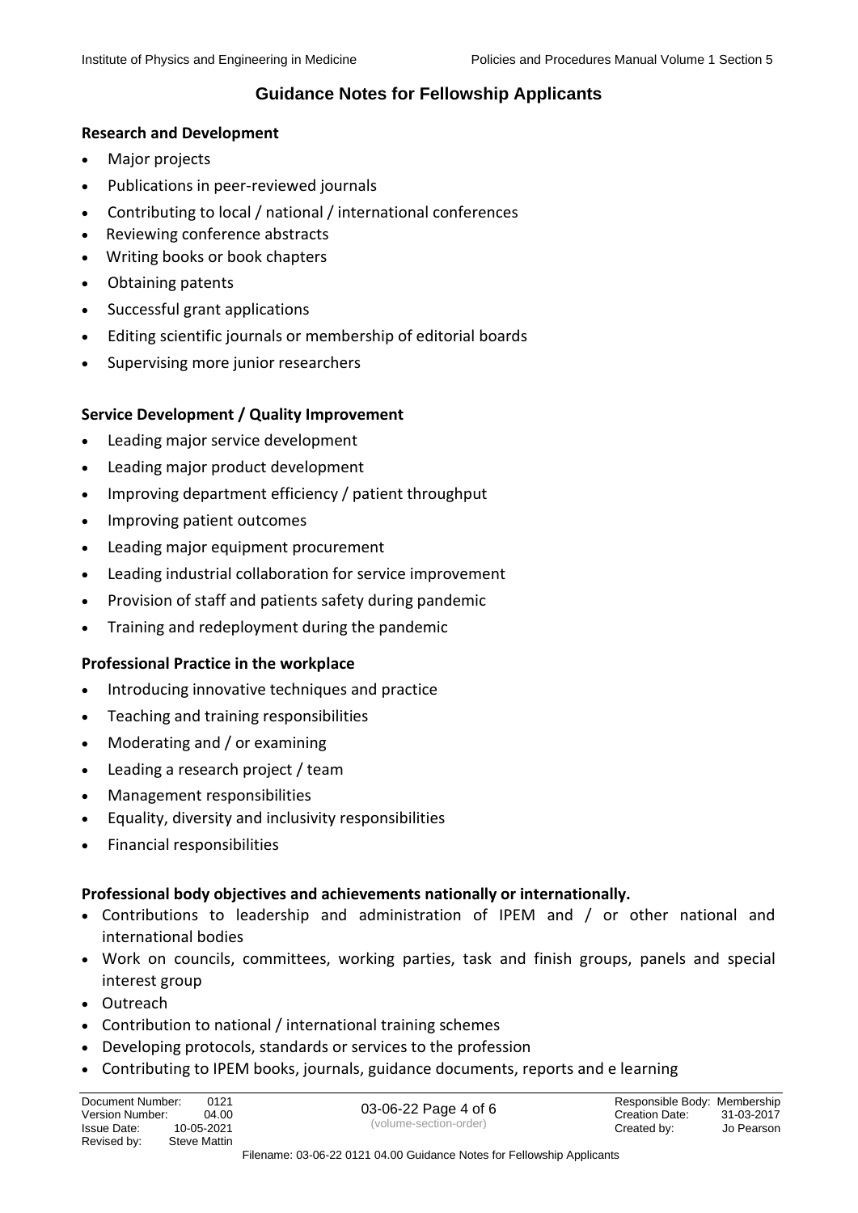# Guidance Notes for Fellowship Applicants

**Research and Development**

- Major projects
- Publications in peer-reviewed journals
- Contributing to local / national / international conferences
- Reviewing conference abstracts
- Writing books or book chapters
- Obtaining patents
- Successful grant applications
- Editing scientific journals or membership of editorial boards
- Supervising more junior researchers

**Service Development / Quality Improvement**

- Leading major service development
- Leading major product development
- Improving department efficiency / patient throughput
- Improving patient outcomes
- Leading major equipment procurement
- Leading industrial collaboration for service improvement
- Provision of staff and patients safety during pandemic
- Training and redeployment during the pandemic

**Professional Practice in the workplace**

- Introducing innovative techniques and practice
- Teaching and training responsibilities
- Moderating and / or examining
- Leading a research project / team
- Management responsibilities
- Equality, diversity and inclusivity responsibilities
- Financial responsibilities

**Professional body objectives and achievements nationally or internationally.**

- Contributions to leadership and administration of IPEM and / or other national and international bodies
- Work on councils, committees, working parties, task and finish groups, panels and special interest group
- Outreach
- Contribution to national / international training schemes
- Developing protocols, standards or services to the profession
- Contributing to IPEM books, journals, guidance documents, reports and e learning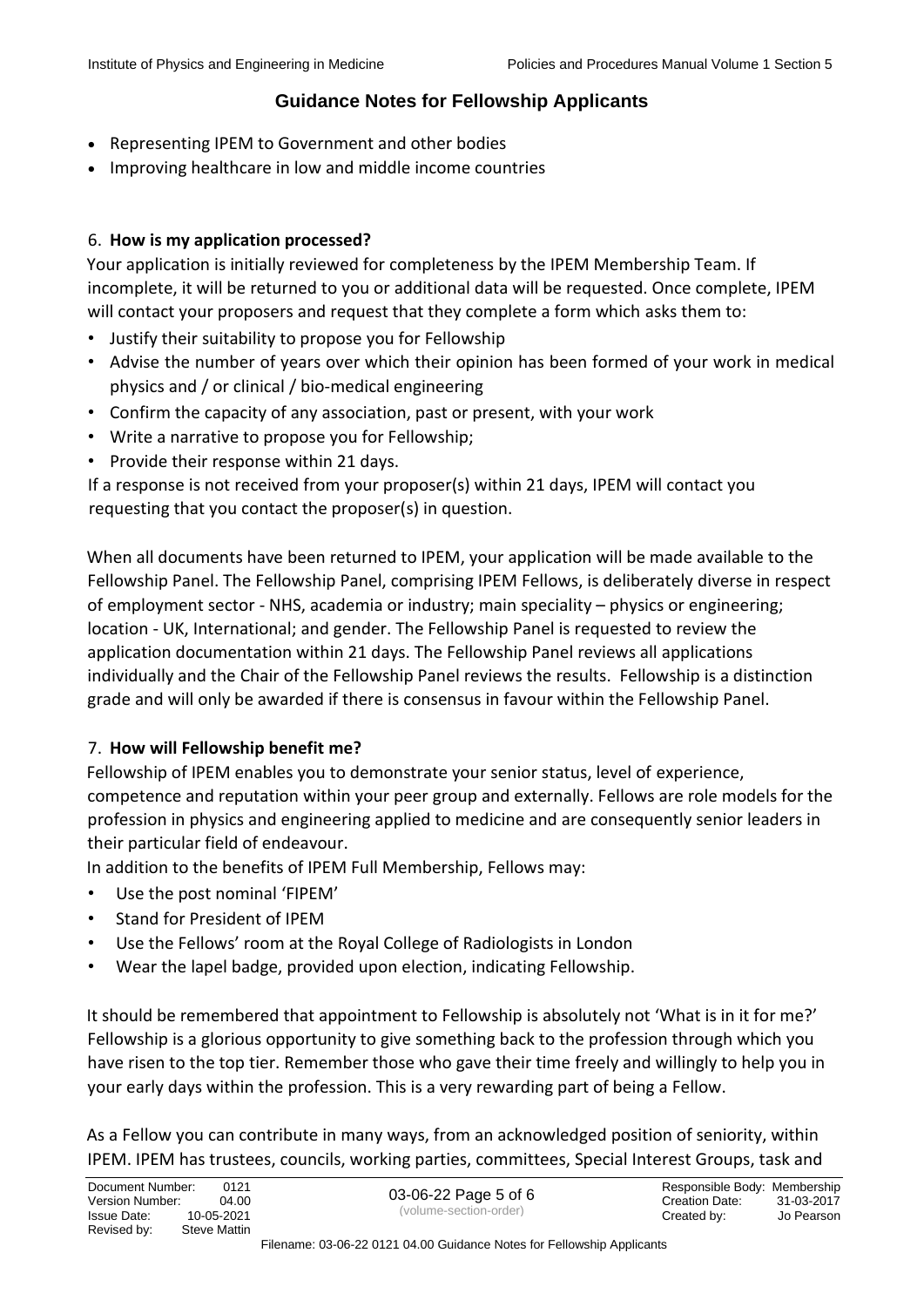- Representing IPEM to Government and other bodies
- Improving healthcare in low and middle income countries

## 6. How is my application processed?

Your application is initially reviewed for completeness by the IPEM Membership Team. If incomplete, it will be returned to you or additional data will be requested. Once complete, IPEM will contact your proposers and request that they complete a form which asks them to:

- Justify their suitability to propose you for Fellowship
- Advise the number of years over which their opinion has been formed of your work in medical physics and / or clinical / bio-medical engineering
- Confirm the capacity of any association, past or present, with your work
- Write a narrative to propose you for Fellowship;
- Provide their response within 21 days.

If a response is not received from your proposer(s) within 21 days, IPEM will contact you requesting that you contact the proposer(s) in question.

When all documents have been returned to IPEM, your application will be made available to the Fellowship Panel. The Fellowship Panel, comprising IPEM Fellows, is deliberately diverse in respect of employment sector - NHS, academia or industry; main speciality – physics or engineering; location - UK, International; and gender. The Fellowship Panel is requested to review the application documentation within 21 days. The Fellowship Panel reviews all applications individually and the Chair of the Fellowship Panel reviews the results. Fellowship is a distinction grade and will only be awarded if there is consensus in favour within the Fellowship Panel.

## 7. How will Fellowship benefit me?

Fellowship of IPEM enables you to demonstrate your senior status, level of experience, competence and reputation within your peer group and externally. Fellows are role models for the profession in physics and engineering applied to medicine and are consequently senior leaders in their particular field of endeavour.

In addition to the benefits of IPEM Full Membership, Fellows may:

- Use the post nominal 'FIPEM'
- Stand for President of IPEM
- Use the Fellows' room at the Royal College of Radiologists in London
- Wear the lapel badge, provided upon election, indicating Fellowship.

It should be remembered that appointment to Fellowship is absolutely not 'What is in it for me?' Fellowship is a glorious opportunity to give something back to the profession through which you have risen to the top tier. Remember those who gave their time freely and willingly to help you in your early days within the profession. This is a very rewarding part of being a Fellow.

As a Fellow you can contribute in many ways, from an acknowledged position of seniority, within IPEM. IPEM has trustees, councils, working parties, committees, Special Interest Groups, task and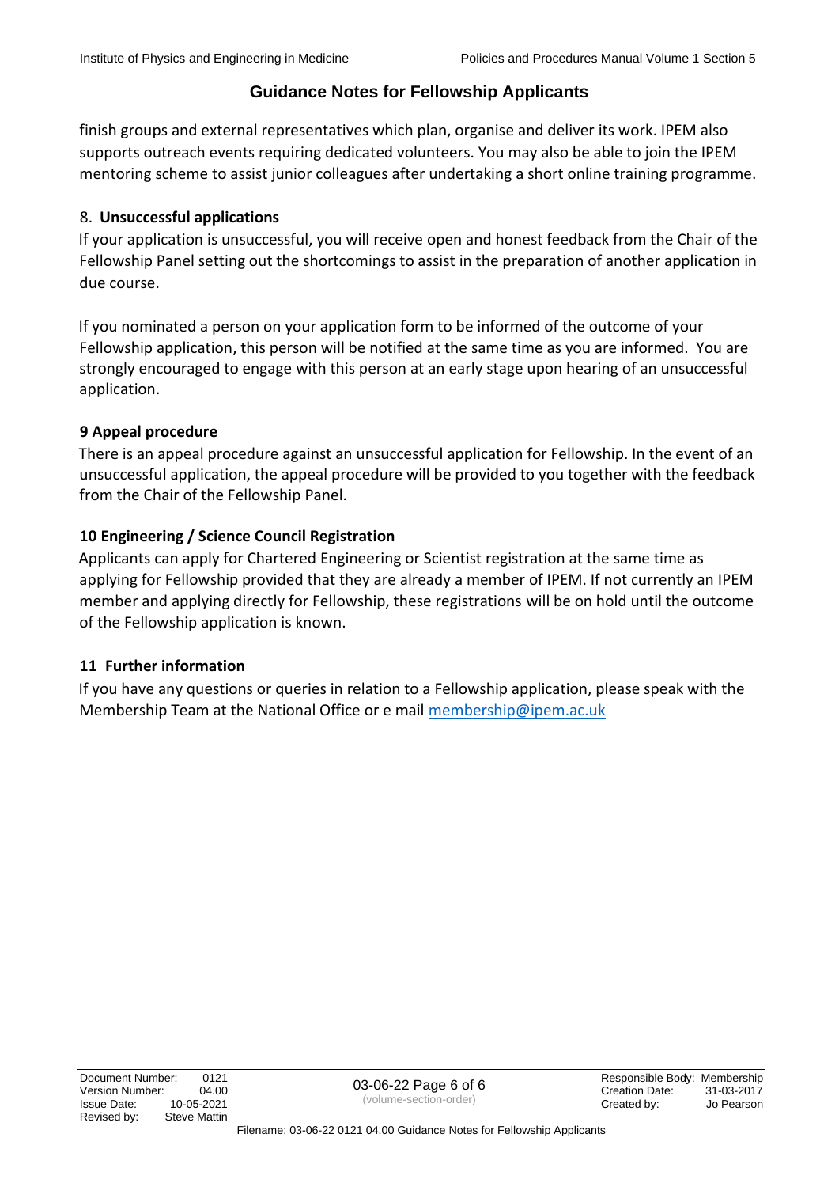finish groups and external representatives which plan, organise and deliver its work. IPEM also supports outreach events requiring dedicated volunteers. You may also be able to join the IPEM mentoring scheme to assist junior colleagues after undertaking a short online training programme.

## 8. Unsuccessful applications

If your application is unsuccessful, you will receive open and honest feedback from the Chair of the Fellowship Panel setting out the shortcomings to assist in the preparation of another application in due course.

If you nominated a person on your application form to be informed of the outcome of your Fellowship application, this person will be notified at the same time as you are informed. You are strongly encouraged to engage with this person at an early stage upon hearing of an unsuccessful application.

## 9 Appeal procedure

There is an appeal procedure against an unsuccessful application for Fellowship. In the event of an unsuccessful application, the appeal procedure will be provided to you together with the feedback from the Chair of the Fellowship Panel.

## 10 Engineering / Science Council Registration

Applicants can apply for Chartered Engineering or Scientist registration at the same time as applying for Fellowship provided that they are already a member of IPEM. If not currently an IPEM member and applying directly for Fellowship, these registrations will be on hold until the outcome of the Fellowship application is known.

## 11 Further information

If you have any questions or queries in relation to a Fellowship application, please speak with the Membership Team at the National Office or e mail membership@ipem.ac.uk